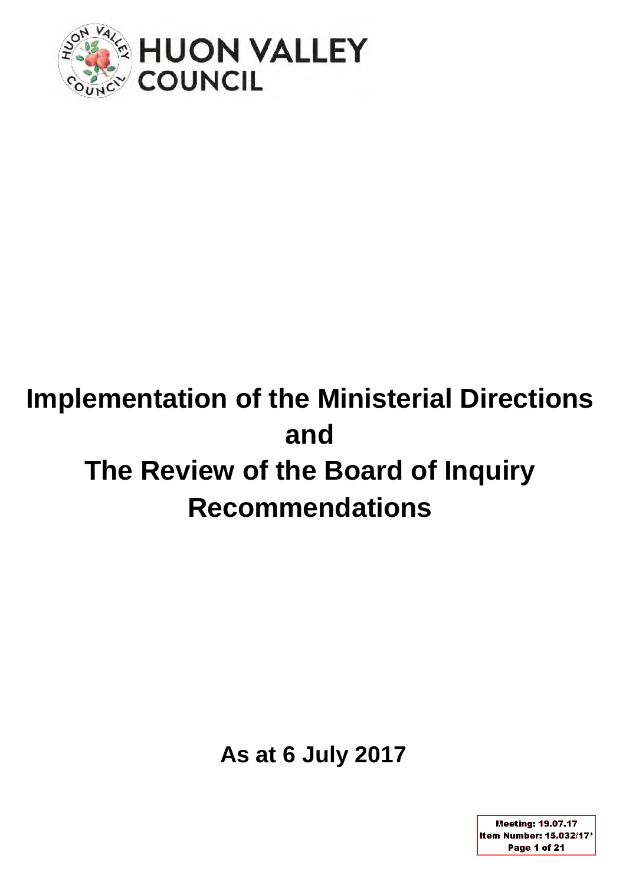HUON VALLEY COUNCIL

# Implementation of the Ministerial Directions and The Review of the Board of Inquiry Recommendations

**As at 6 July 2017**

Meeting: 19.07.17
Item Number: 15.032/17*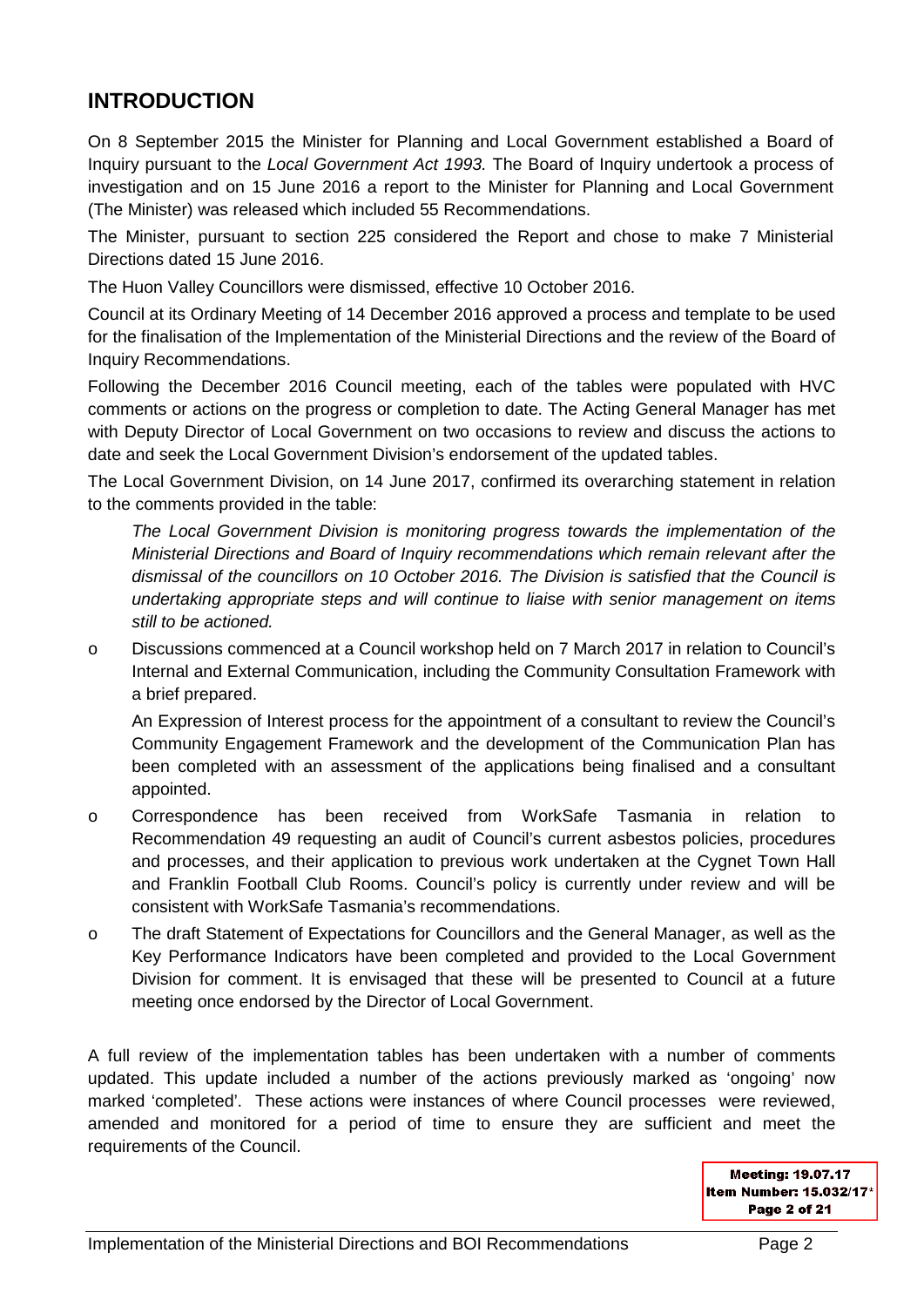## INTRODUCTION

On 8 September 2015 the Minister for Planning and Local Government established a Board of Inquiry pursuant to the *Local Government Act 1993.* The Board of Inquiry undertook a process of investigation and on 15 June 2016 a report to the Minister for Planning and Local Government (The Minister) was released which included 55 Recommendations.

The Minister, pursuant to section 225 considered the Report and chose to make 7 Ministerial Directions dated 15 June 2016.

The Huon Valley Councillors were dismissed, effective 10 October 2016.

Council at its Ordinary Meeting of 14 December 2016 approved a process and template to be used for the finalisation of the Implementation of the Ministerial Directions and the review of the Board of Inquiry Recommendations.

Following the December 2016 Council meeting, each of the tables were populated with HVC comments or actions on the progress or completion to date. The Acting General Manager has met with Deputy Director of Local Government on two occasions to review and discuss the actions to date and seek the Local Government Division's endorsement of the updated tables.

The Local Government Division, on 14 June 2017, confirmed its overarching statement in relation to the comments provided in the table:

> *The Local Government Division is monitoring progress towards the implementation of the Ministerial Directions and Board of Inquiry recommendations which remain relevant after the dismissal of the councillors on 10 October 2016. The Division is satisfied that the Council is undertaking appropriate steps and will continue to liaise with senior management on items still to be actioned.*

- Discussions commenced at a Council workshop held on 7 March 2017 in relation to Council's Internal and External Communication, including the Community Consultation Framework with a brief prepared.

  An Expression of Interest process for the appointment of a consultant to review the Council's Community Engagement Framework and the development of the Communication Plan has been completed with an assessment of the applications being finalised and a consultant appointed.

- Correspondence has been received from WorkSafe Tasmania in relation to Recommendation 49 requesting an audit of Council's current asbestos policies, procedures and processes, and their application to previous work undertaken at the Cygnet Town Hall and Franklin Football Club Rooms. Council's policy is currently under review and will be consistent with WorkSafe Tasmania's recommendations.
- The draft Statement of Expectations for Councillors and the General Manager, as well as the Key Performance Indicators have been completed and provided to the Local Government Division for comment. It is envisaged that these will be presented to Council at a future meeting once endorsed by the Director of Local Government.

A full review of the implementation tables has been undertaken with a number of comments updated. This update included a number of the actions previously marked as 'ongoing' now marked 'completed'. These actions were instances of where Council processes were reviewed, amended and monitored for a period of time to ensure they are sufficient and meet the requirements of the Council.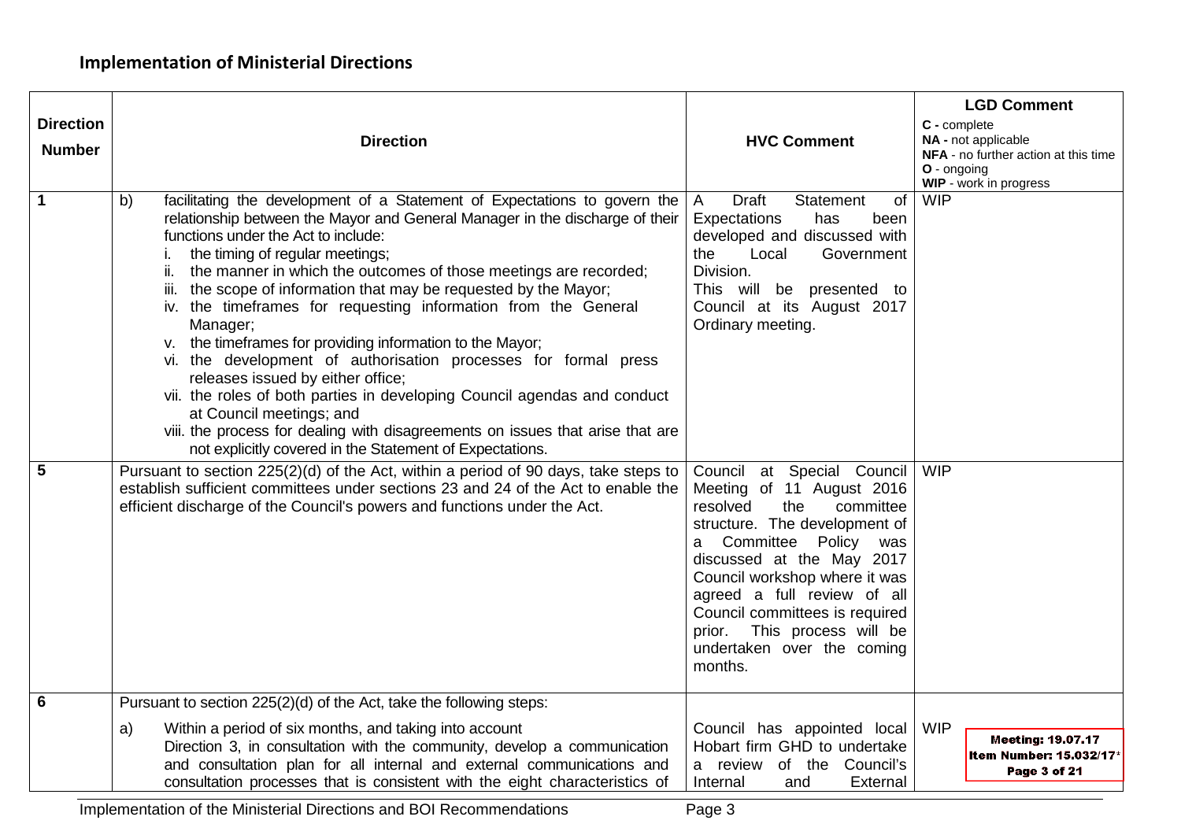## Implementation of Ministerial Directions

| Direction Number | Direction | HVC Comment | LGD Comment<br>C - complete<br>NA - not applicable<br>NFA - no further action at this time<br>O - ongoing<br>WIP - work in progress |
|---|---|---|---|
| 1 | b) facilitating the development of a Statement of Expectations to govern the relationship between the Mayor and General Manager in the discharge of their functions under the Act to include:<br>i. the timing of regular meetings;<br>ii. the manner in which the outcomes of those meetings are recorded;<br>iii. the scope of information that may be requested by the Mayor;<br>iv. the timeframes for requesting information from the General Manager;<br>v. the timeframes for providing information to the Mayor;<br>vi. the development of authorisation processes for formal press releases issued by either office;<br>vii. the roles of both parties in developing Council agendas and conduct at Council meetings; and<br>viii. the process for dealing with disagreements on issues that arise that are not explicitly covered in the Statement of Expectations. | A Draft Statement of Expectations has been developed and discussed with the Local Government Division.<br>This will be presented to Council at its August 2017 Ordinary meeting. | WIP |
| 5 | Pursuant to section 225(2)(d) of the Act, within a period of 90 days, take steps to establish sufficient committees under sections 23 and 24 of the Act to enable the efficient discharge of the Council's powers and functions under the Act. | Council at Special Council Meeting of 11 August 2016 resolved the committee structure. The development of a Committee Policy was discussed at the May 2017 Council workshop where it was agreed a full review of all Council committees is required prior. This process will be undertaken over the coming months. | WIP |
| 6 | Pursuant to section 225(2)(d) of the Act, take the following steps: | | |
| | a) Within a period of six months, and taking into account Direction 3, in consultation with the community, develop a communication and consultation plan for all internal and external communications and consultation processes that is consistent with the eight characteristics of | Council has appointed local Hobart firm GHD to undertake a review of the Council's Internal and External | WIP |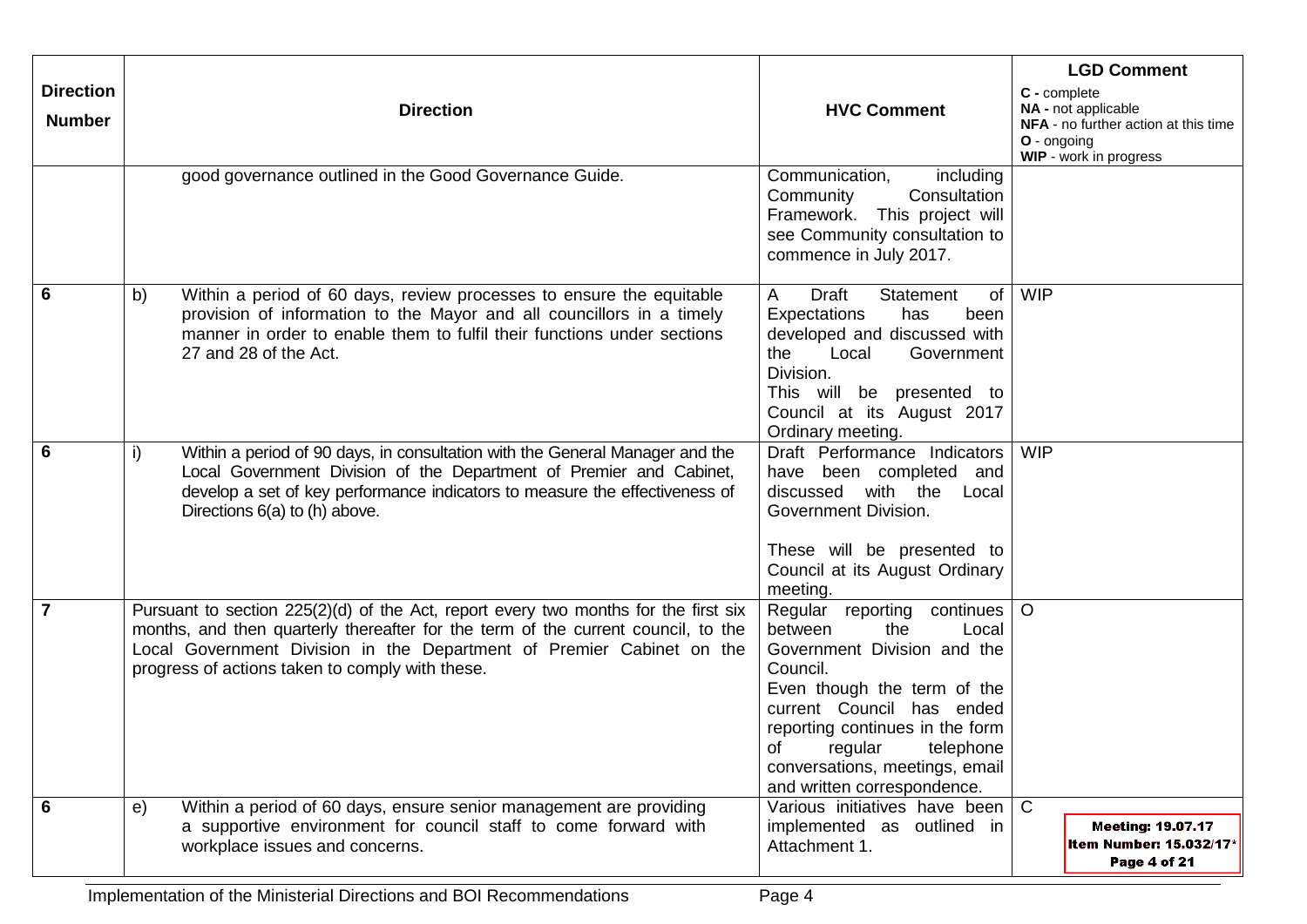| Direction Number | Direction | HVC Comment | LGD Comment<br>**C -** complete<br>**NA -** not applicable<br>**NFA** - no further action at this time<br>**O** - ongoing<br>**WIP** - work in progress |
|---|---|---|---|
| | good governance outlined in the Good Governance Guide. | Communication, including Community Consultation Framework. This project will see Community consultation to commence in July 2017. | |
| 6 | b) Within a period of 60 days, review processes to ensure the equitable provision of information to the Mayor and all councillors in a timely manner in order to enable them to fulfil their functions under sections 27 and 28 of the Act. | A Draft Statement of Expectations has been developed and discussed with the Local Government Division.<br>This will be presented to Council at its August 2017 Ordinary meeting. | WIP |
| 6 | i) Within a period of 90 days, in consultation with the General Manager and the Local Government Division of the Department of Premier and Cabinet, develop a set of key performance indicators to measure the effectiveness of Directions 6(a) to (h) above. | Draft Performance Indicators have been completed and discussed with the Local Government Division.<br><br>These will be presented to Council at its August Ordinary meeting. | WIP |
| 7 | Pursuant to section 225(2)(d) of the Act, report every two months for the first six months, and then quarterly thereafter for the term of the current council, to the Local Government Division in the Department of Premier Cabinet on the progress of actions taken to comply with these. | Regular reporting continues between the Local Government Division and the Council.<br>Even though the term of the current Council has ended reporting continues in the form of regular telephone conversations, meetings, email and written correspondence. | O |
| 6 | e) Within a period of 60 days, ensure senior management are providing a supportive environment for council staff to come forward with workplace issues and concerns. | Various initiatives have been implemented as outlined in Attachment 1. | C |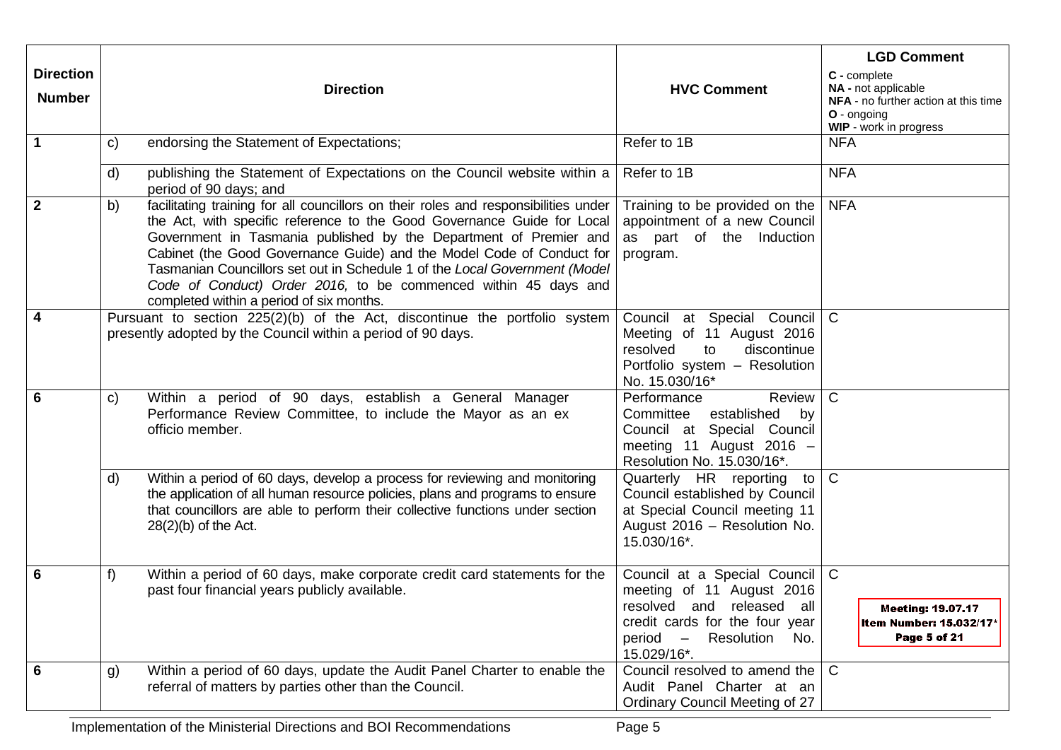| Direction Number | | Direction | HVC Comment | LGD Comment<br>C - complete<br>NA - not applicable<br>NFA - no further action at this time<br>O - ongoing<br>WIP - work in progress |
|---|---|---|---|---|
| 1 | c) | endorsing the Statement of Expectations; | Refer to 1B | NFA |
| | d) | publishing the Statement of Expectations on the Council website within a period of 90 days; and | Refer to 1B | NFA |
| 2 | b) | facilitating training for all councillors on their roles and responsibilities under the Act, with specific reference to the Good Governance Guide for Local Government in Tasmania published by the Department of Premier and Cabinet (the Good Governance Guide) and the Model Code of Conduct for Tasmanian Councillors set out in Schedule 1 of the *Local Government (Model Code of Conduct) Order 2016,* to be commenced within 45 days and completed within a period of six months. | Training to be provided on the appointment of a new Council as part of the Induction program. | NFA |
| 4 | | Pursuant to section 225(2)(b) of the Act, discontinue the portfolio system presently adopted by the Council within a period of 90 days. | Council at Special Council Meeting of 11 August 2016 resolved to discontinue Portfolio system – Resolution No. 15.030/16* | C |
| 6 | c) | Within a period of 90 days, establish a General Manager Performance Review Committee, to include the Mayor as an ex officio member. | Performance Review Committee established by Council at Special Council meeting 11 August 2016 – Resolution No. 15.030/16*. | C |
| | d) | Within a period of 60 days, develop a process for reviewing and monitoring the application of all human resource policies, plans and programs to ensure that councillors are able to perform their collective functions under section 28(2)(b) of the Act. | Quarterly HR reporting to Council established by Council at Special Council meeting 11 August 2016 – Resolution No. 15.030/16*. | C |
| 6 | f) | Within a period of 60 days, make corporate credit card statements for the past four financial years publicly available. | Council at a Special Council meeting of 11 August 2016 resolved and released all credit cards for the four year period – Resolution No. 15.029/16*. | C |
| 6 | g) | Within a period of 60 days, update the Audit Panel Charter to enable the referral of matters by parties other than the Council. | Council resolved to amend the Audit Panel Charter at an Ordinary Council Meeting of 27 | C |

Meeting: 19.07.17
Item Number: 15.032/17*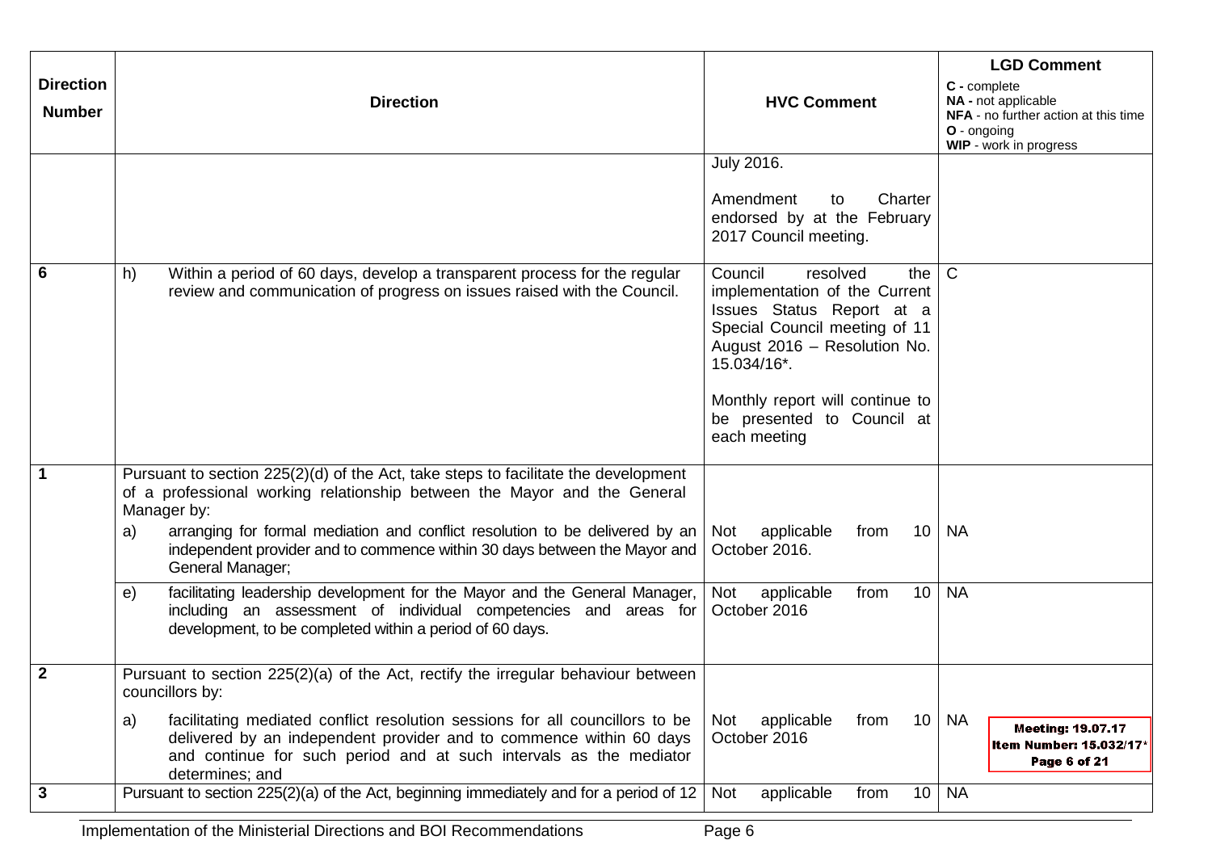| Direction Number | Direction | HVC Comment | LGD Comment<br>C - complete<br>NA - not applicable<br>NFA - no further action at this time<br>O - ongoing<br>WIP - work in progress |
|---|---|---|---|
| | | July 2016.<br><br>Amendment to Charter endorsed by at the February 2017 Council meeting. | |
| 6 | h) Within a period of 60 days, develop a transparent process for the regular review and communication of progress on issues raised with the Council. | Council resolved the implementation of the Current Issues Status Report at a Special Council meeting of 11 August 2016 – Resolution No. 15.034/16*.<br><br>Monthly report will continue to be presented to Council at each meeting | C |
| 1 | Pursuant to section 225(2)(d) of the Act, take steps to facilitate the development of a professional working relationship between the Mayor and the General Manager by: | | |
| | a) arranging for formal mediation and conflict resolution to be delivered by an independent provider and to commence within 30 days between the Mayor and General Manager; | Not applicable from 10 October 2016. | NA |
| | e) facilitating leadership development for the Mayor and the General Manager, including an assessment of individual competencies and areas for development, to be completed within a period of 60 days. | Not applicable from 10 October 2016 | NA |
| 2 | Pursuant to section 225(2)(a) of the Act, rectify the irregular behaviour between councillors by: | | |
| | a) facilitating mediated conflict resolution sessions for all councillors to be delivered by an independent provider and to commence within 60 days and continue for such period and at such intervals as the mediator determines; and | Not applicable from 10 October 2016 | NA |
| 3 | Pursuant to section 225(2)(a) of the Act, beginning immediately and for a period of 12 | Not applicable from 10 | NA |

Meeting: 19.07.17
Item Number: 15.032/17*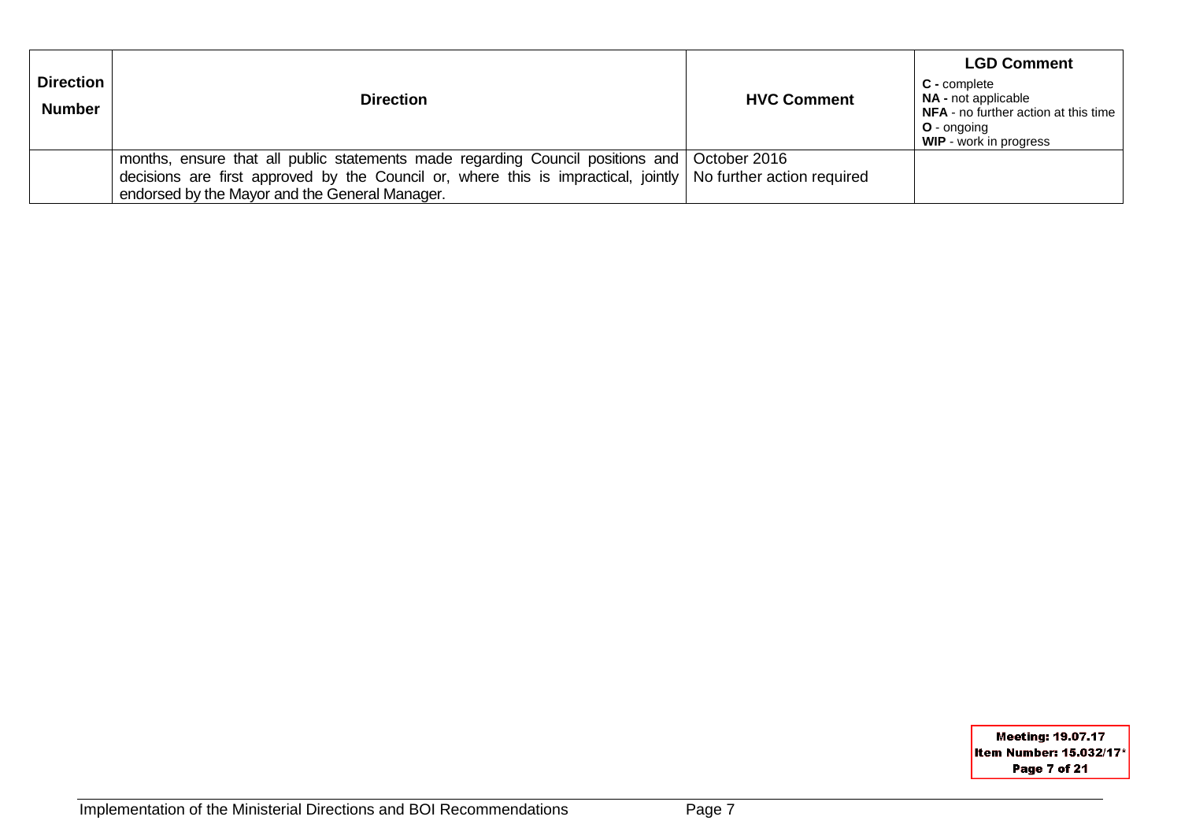| Direction Number | Direction | HVC Comment | LGD Comment<br>C - complete<br>NA - not applicable<br>NFA - no further action at this time<br>O - ongoing<br>WIP - work in progress |
|---|---|---|---|
| | months, ensure that all public statements made regarding Council positions and decisions are first approved by the Council or, where this is impractical, jointly endorsed by the Mayor and the General Manager. | October 2016<br>No further action required | |

Meeting: 19.07.17
Item Number: 15.032/17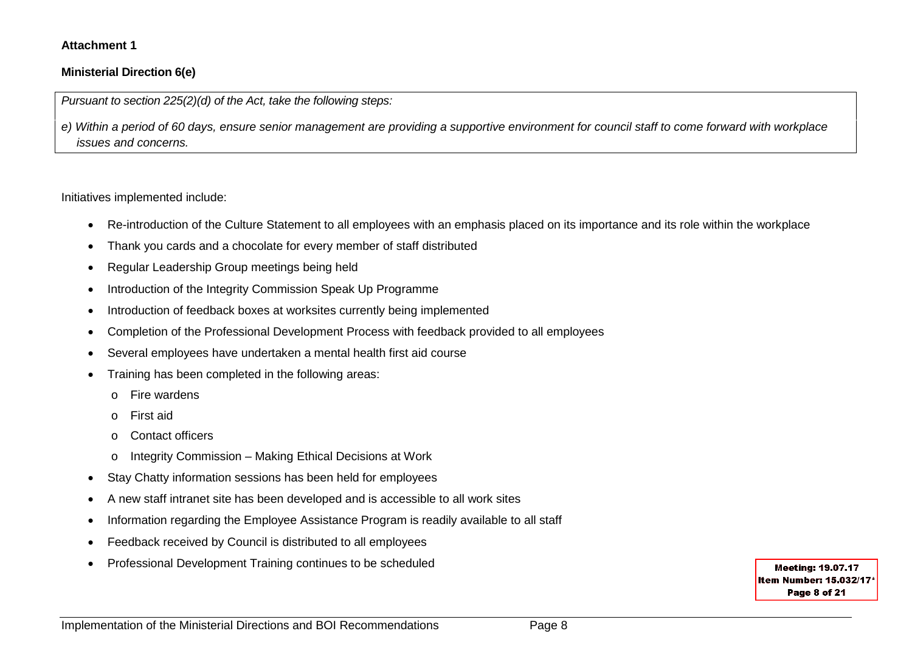**Attachment 1**

**Ministerial Direction 6(e)**

*Pursuant to section 225(2)(d) of the Act, take the following steps:*

*e) Within a period of 60 days, ensure senior management are providing a supportive environment for council staff to come forward with workplace issues and concerns.*

Initiatives implemented include:

- Re-introduction of the Culture Statement to all employees with an emphasis placed on its importance and its role within the workplace
- Thank you cards and a chocolate for every member of staff distributed
- Regular Leadership Group meetings being held
- Introduction of the Integrity Commission Speak Up Programme
- Introduction of feedback boxes at worksites currently being implemented
- Completion of the Professional Development Process with feedback provided to all employees
- Several employees have undertaken a mental health first aid course
- Training has been completed in the following areas:
    - Fire wardens
    - First aid
    - Contact officers
    - Integrity Commission – Making Ethical Decisions at Work
- Stay Chatty information sessions has been held for employees
- A new staff intranet site has been developed and is accessible to all work sites
- Information regarding the Employee Assistance Program is readily available to all staff
- Feedback received by Council is distributed to all employees
- Professional Development Training continues to be scheduled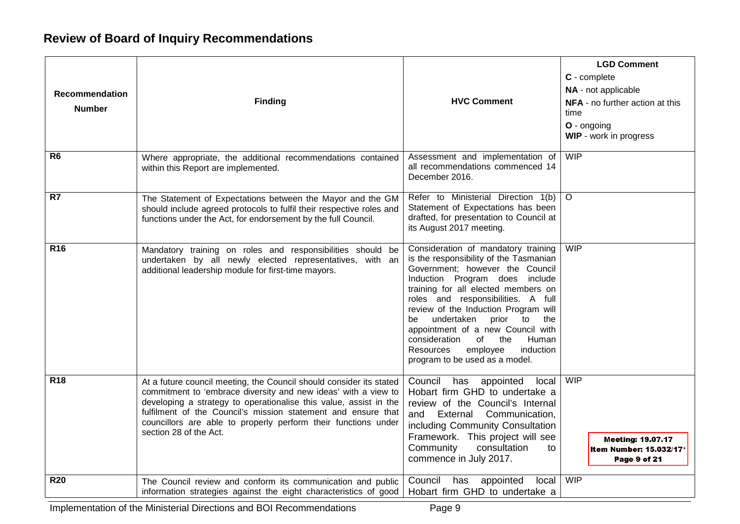## Review of Board of Inquiry Recommendations

| Recommendation Number | Finding | HVC Comment | LGD Comment<br>**C** - complete<br>**NA** - not applicable<br>**NFA** - no further action at this time<br>**O** - ongoing<br>**WIP** - work in progress |
|---|---|---|---|
| **R6** | Where appropriate, the additional recommendations contained within this Report are implemented. | Assessment and implementation of all recommendations commenced 14 December 2016. | WIP |
| **R7** | The Statement of Expectations between the Mayor and the GM should include agreed protocols to fulfil their respective roles and functions under the Act, for endorsement by the full Council. | Refer to Ministerial Direction 1(b) Statement of Expectations has been drafted, for presentation to Council at its August 2017 meeting. | O |
| **R16** | Mandatory training on roles and responsibilities should be undertaken by all newly elected representatives, with an additional leadership module for first-time mayors. | Consideration of mandatory training is the responsibility of the Tasmanian Government; however the Council Induction Program does include training for all elected members on roles and responsibilities. A full review of the Induction Program will be undertaken prior to the appointment of a new Council with consideration of the Human Resources employee induction program to be used as a model. | WIP |
| **R18** | At a future council meeting, the Council should consider its stated commitment to 'embrace diversity and new ideas' with a view to developing a strategy to operationalise this value, assist in the fulfilment of the Council's mission statement and ensure that councillors are able to properly perform their functions under section 28 of the Act. | Council has appointed local Hobart firm GHD to undertake a review of the Council's Internal and External Communication, including Community Consultation Framework. This project will see Community consultation to commence in July 2017. | WIP |
| **R20** | The Council review and conform its communication and public information strategies against the eight characteristics of good | Council has appointed local Hobart firm GHD to undertake a | WIP |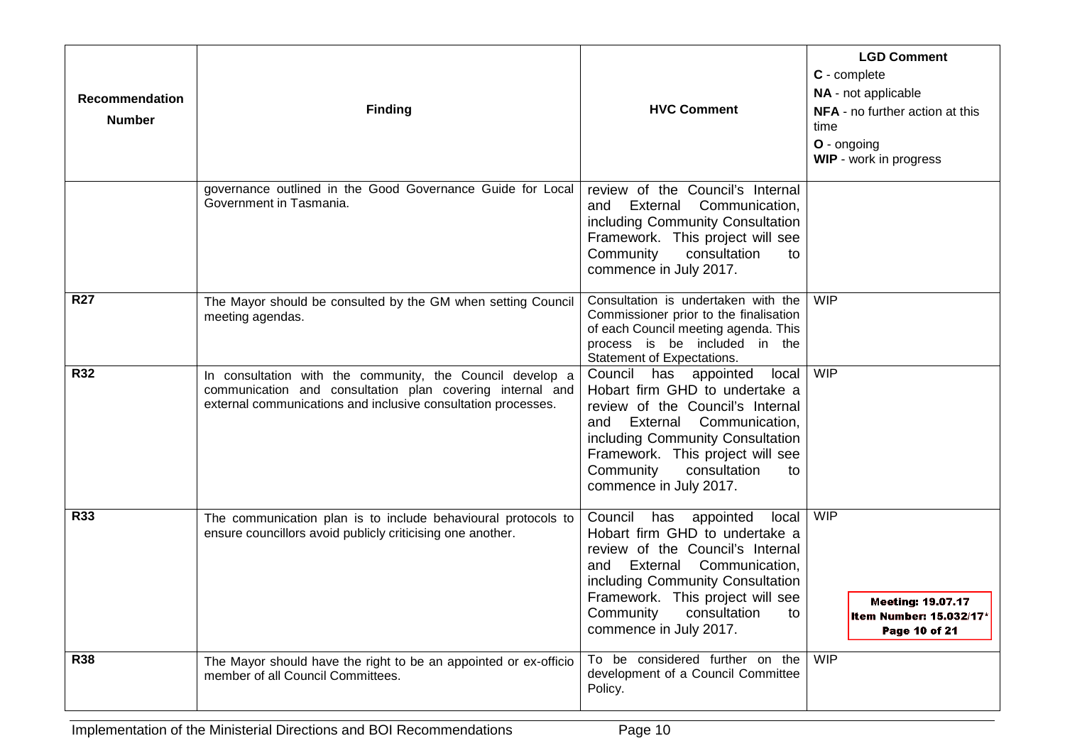| Recommendation Number | Finding | HVC Comment | LGD Comment<br>**C** - complete<br>**NA** - not applicable<br>**NFA** - no further action at this time<br>**O** - ongoing<br>**WIP** - work in progress |
|---|---|---|---|
| | governance outlined in the Good Governance Guide for Local Government in Tasmania. | review of the Council's Internal and External Communication, including Community Consultation Framework. This project will see Community consultation to commence in July 2017. | |
| **R27** | The Mayor should be consulted by the GM when setting Council meeting agendas. | Consultation is undertaken with the Commissioner prior to the finalisation of each Council meeting agenda. This process is be included in the Statement of Expectations. | WIP |
| **R32** | In consultation with the community, the Council develop a communication and consultation plan covering internal and external communications and inclusive consultation processes. | Council has appointed local Hobart firm GHD to undertake a review of the Council's Internal and External Communication, including Community Consultation Framework. This project will see Community consultation to commence in July 2017. | WIP |
| **R33** | The communication plan is to include behavioural protocols to ensure councillors avoid publicly criticising one another. | Council has appointed local Hobart firm GHD to undertake a review of the Council's Internal and External Communication, including Community Consultation Framework. This project will see Community consultation to commence in July 2017. | WIP |
| **R38** | The Mayor should have the right to be an appointed or ex-officio member of all Council Committees. | To be considered further on the development of a Council Committee Policy. | WIP |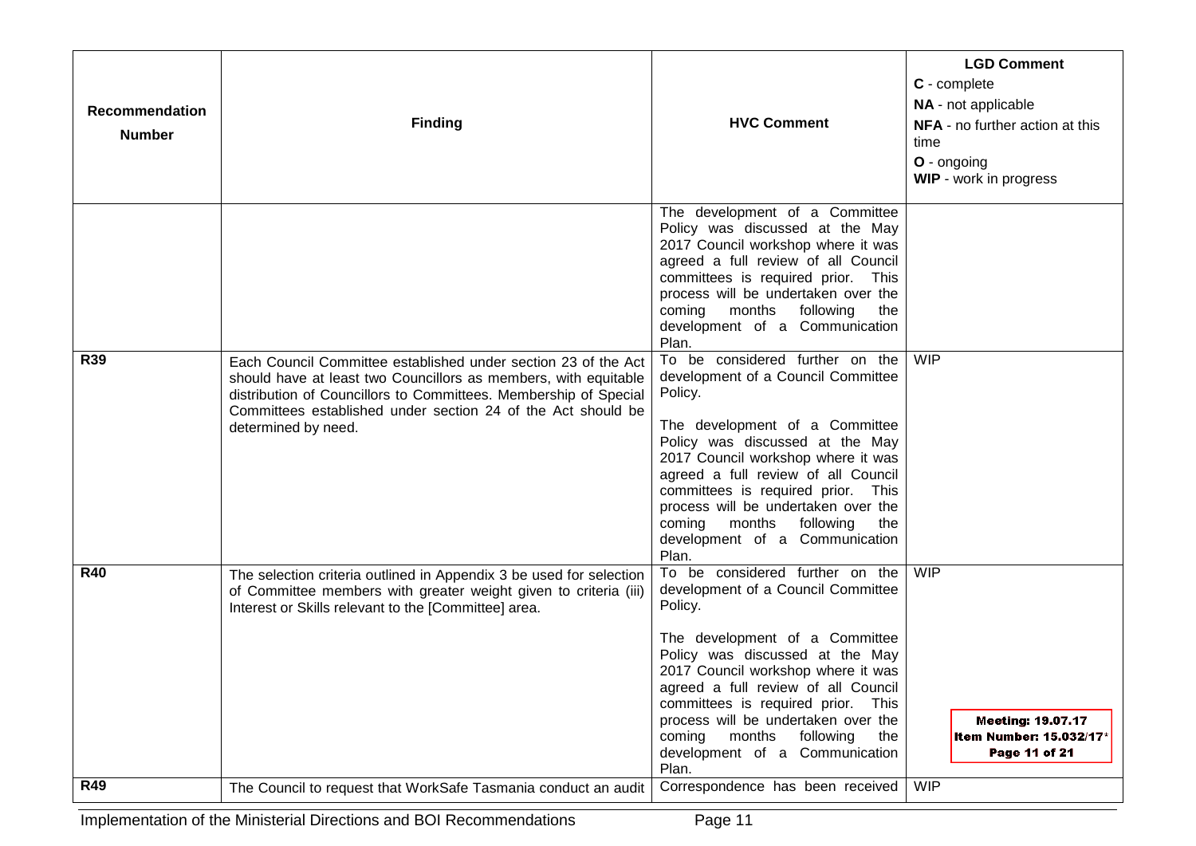| Recommendation Number | Finding | HVC Comment | LGD Comment<br>C - complete<br>NA - not applicable<br>NFA - no further action at this time<br>O - ongoing<br>WIP - work in progress |
|---|---|---|---|
| | | The development of a Committee Policy was discussed at the May 2017 Council workshop where it was agreed a full review of all Council committees is required prior. This process will be undertaken over the coming months following the development of a Communication Plan. | |
| R39 | Each Council Committee established under section 23 of the Act should have at least two Councillors as members, with equitable distribution of Councillors to Committees. Membership of Special Committees established under section 24 of the Act should be determined by need. | To be considered further on the development of a Council Committee Policy.<br><br>The development of a Committee Policy was discussed at the May 2017 Council workshop where it was agreed a full review of all Council committees is required prior. This process will be undertaken over the coming months following the development of a Communication Plan. | WIP |
| R40 | The selection criteria outlined in Appendix 3 be used for selection of Committee members with greater weight given to criteria (iii) Interest or Skills relevant to the [Committee] area. | To be considered further on the development of a Council Committee Policy.<br><br>The development of a Committee Policy was discussed at the May 2017 Council workshop where it was agreed a full review of all Council committees is required prior. This process will be undertaken over the coming months following the development of a Communication Plan. | WIP |
| R49 | The Council to request that WorkSafe Tasmania conduct an audit | Correspondence has been received | WIP |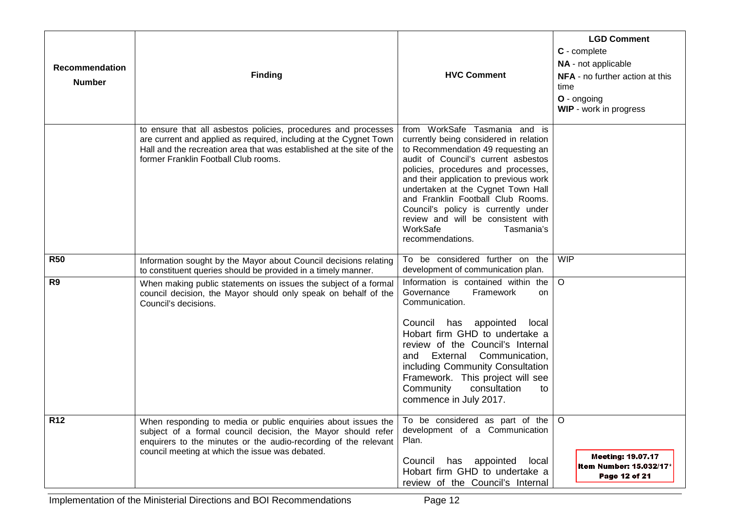| Recommendation Number | Finding | HVC Comment | LGD Comment<br>C - complete<br>NA - not applicable<br>NFA - no further action at this time<br>O - ongoing<br>WIP - work in progress |
|---|---|---|---|
| | to ensure that all asbestos policies, procedures and processes are current and applied as required, including at the Cygnet Town Hall and the recreation area that was established at the site of the former Franklin Football Club rooms. | from WorkSafe Tasmania and is currently being considered in relation to Recommendation 49 requesting an audit of Council's current asbestos policies, procedures and processes, and their application to previous work undertaken at the Cygnet Town Hall and Franklin Football Club Rooms. Council's policy is currently under review and will be consistent with WorkSafe Tasmania's recommendations. | |
| **R50** | Information sought by the Mayor about Council decisions relating to constituent queries should be provided in a timely manner. | To be considered further on the development of communication plan. | WIP |
| **R9** | When making public statements on issues the subject of a formal council decision, the Mayor should only speak on behalf of the Council's decisions. | Information is contained within the Governance Framework on Communication.<br><br>Council has appointed local Hobart firm GHD to undertake a review of the Council's Internal and External Communication, including Community Consultation Framework. This project will see Community consultation to commence in July 2017. | O |
| **R12** | When responding to media or public enquiries about issues the subject of a formal council decision, the Mayor should refer enquirers to the minutes or the audio-recording of the relevant council meeting at which the issue was debated. | To be considered as part of the development of a Communication Plan.<br><br>Council has appointed local Hobart firm GHD to undertake a review of the Council's Internal | O |

Implementation of the Ministerial Directions and BOI Recommendations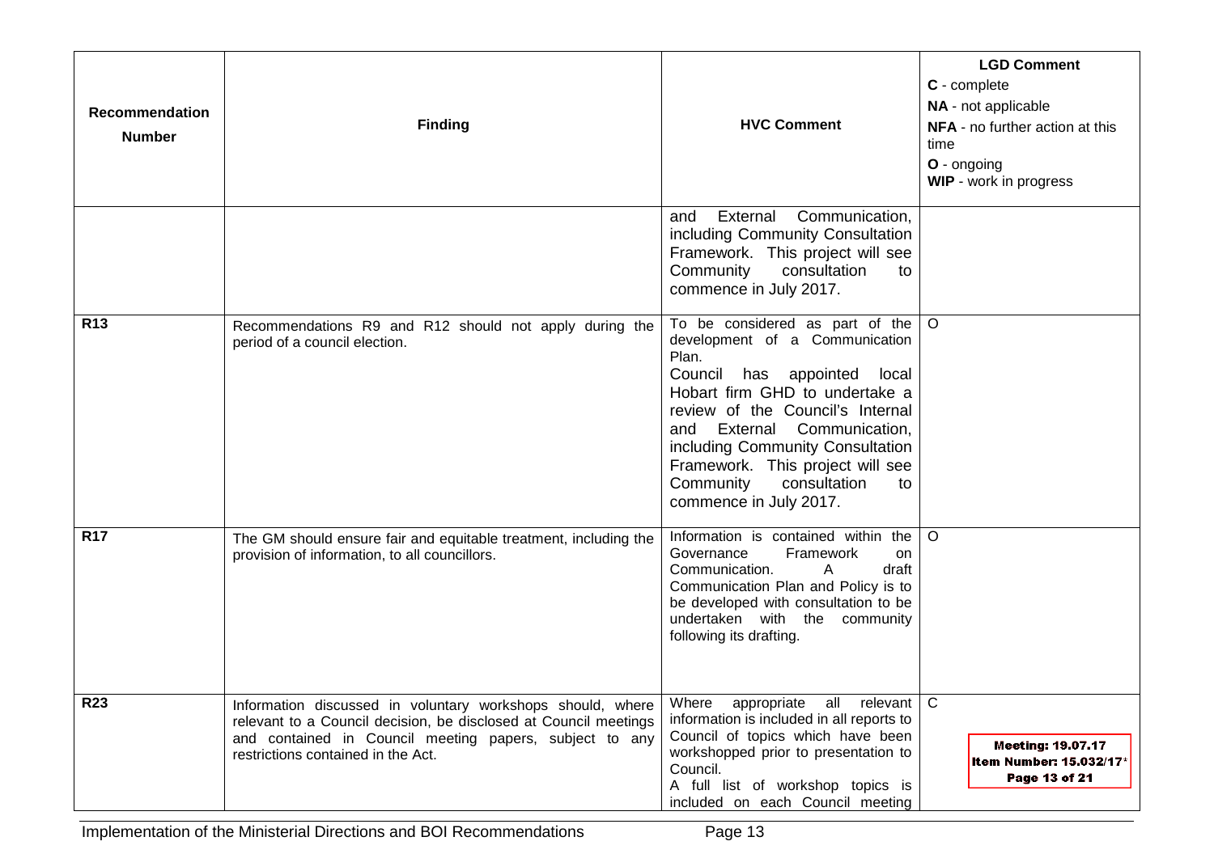| Recommendation Number | Finding | HVC Comment | LGD Comment<br>**C** - complete<br>**NA** - not applicable<br>**NFA** - no further action at this time<br>**O** - ongoing<br>**WIP** - work in progress |
|---|---|---|---|
| | | and External Communication, including Community Consultation Framework. This project will see Community consultation to commence in July 2017. | |
| **R13** | Recommendations R9 and R12 should not apply during the period of a council election. | To be considered as part of the development of a Communication Plan.<br>Council has appointed local Hobart firm GHD to undertake a review of the Council's Internal and External Communication, including Community Consultation Framework. This project will see Community consultation to commence in July 2017. | O |
| **R17** | The GM should ensure fair and equitable treatment, including the provision of information, to all councillors. | Information is contained within the Governance Framework on Communication. A draft Communication Plan and Policy is to be developed with consultation to be undertaken with the community following its drafting. | O |
| **R23** | Information discussed in voluntary workshops should, where relevant to a Council decision, be disclosed at Council meetings and contained in Council meeting papers, subject to any restrictions contained in the Act. | Where appropriate all relevant information is included in all reports to Council of topics which have been workshopped prior to presentation to Council.<br>A full list of workshop topics is included on each Council meeting | C |

Meeting: 19.07.17
Item Number: 15.032/17*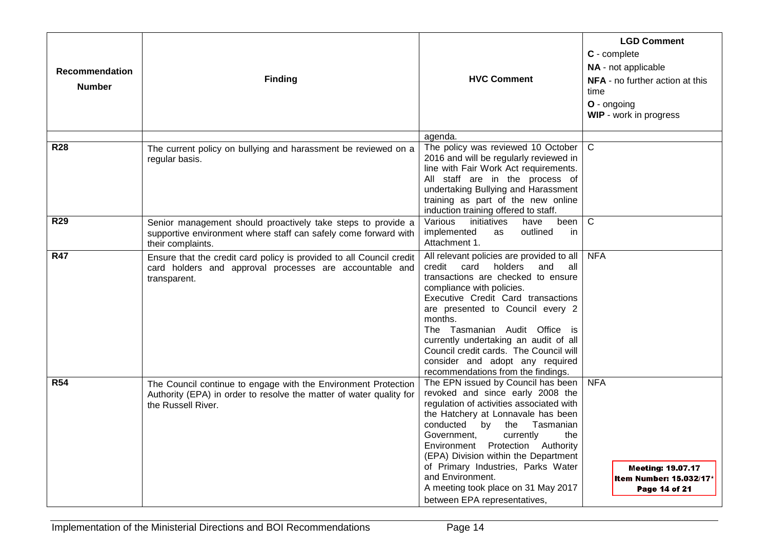| Recommendation Number | Finding | HVC Comment | LGD Comment<br>**C** - complete<br>**NA** - not applicable<br>**NFA** - no further action at this time<br>**O** - ongoing<br>**WIP** - work in progress |
|---|---|---|---|
| | | agenda. | |
| **R28** | The current policy on bullying and harassment be reviewed on a regular basis. | The policy was reviewed 10 October 2016 and will be regularly reviewed in line with Fair Work Act requirements. All staff are in the process of undertaking Bullying and Harassment training as part of the new online induction training offered to staff. | C |
| **R29** | Senior management should proactively take steps to provide a supportive environment where staff can safely come forward with their complaints. | Various initiatives have been implemented as outlined in Attachment 1. | C |
| **R47** | Ensure that the credit card policy is provided to all Council credit card holders and approval processes are accountable and transparent. | All relevant policies are provided to all credit card holders and all transactions are checked to ensure compliance with policies.<br>Executive Credit Card transactions are presented to Council every 2 months.<br>The Tasmanian Audit Office is currently undertaking an audit of all Council credit cards. The Council will consider and adopt any required recommendations from the findings. | NFA |
| **R54** | The Council continue to engage with the Environment Protection Authority (EPA) in order to resolve the matter of water quality for the Russell River. | The EPN issued by Council has been revoked and since early 2008 the regulation of activities associated with the Hatchery at Lonnavale has been conducted by the Tasmanian Government, currently the Environment Protection Authority (EPA) Division within the Department of Primary Industries, Parks Water and Environment.<br>A meeting took place on 31 May 2017 between EPA representatives, | NFA |

**Meeting: 19.07.17**
**Item Number: 15.032/17***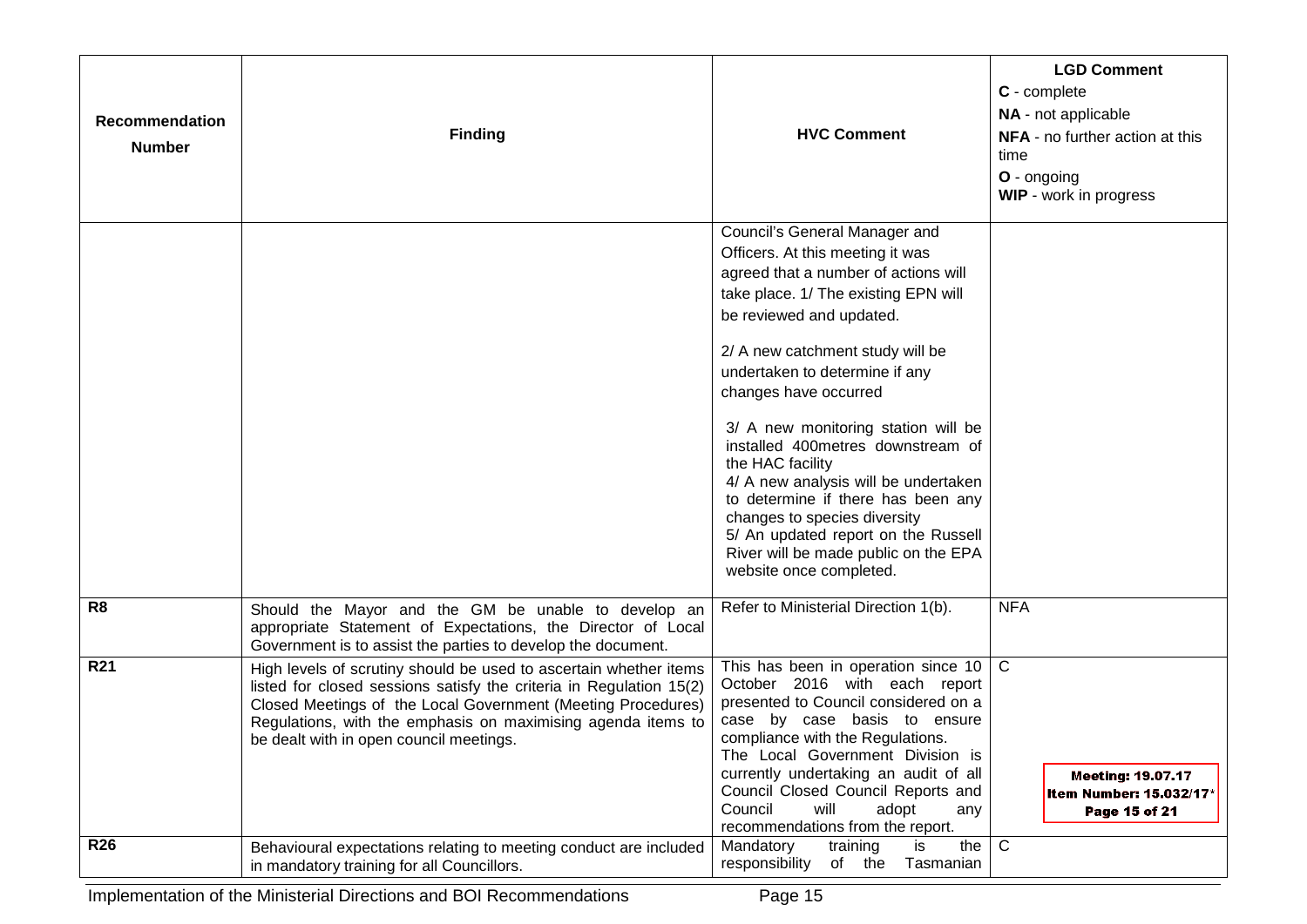| Recommendation Number | Finding | HVC Comment | LGD Comment<br>C - complete<br>NA - not applicable<br>NFA - no further action at this time<br>O - ongoing<br>WIP - work in progress |
|---|---|---|---|
| | | Council's General Manager and Officers. At this meeting it was agreed that a number of actions will take place. 1/ The existing EPN will be reviewed and updated.<br><br>2/ A new catchment study will be undertaken to determine if any changes have occurred<br><br>3/ A new monitoring station will be installed 400metres downstream of the HAC facility<br>4/ A new analysis will be undertaken to determine if there has been any changes to species diversity<br>5/ An updated report on the Russell River will be made public on the EPA website once completed. | |
| R8 | Should the Mayor and the GM be unable to develop an appropriate Statement of Expectations, the Director of Local Government is to assist the parties to develop the document. | Refer to Ministerial Direction 1(b). | NFA |
| R21 | High levels of scrutiny should be used to ascertain whether items listed for closed sessions satisfy the criteria in Regulation 15(2) Closed Meetings of the Local Government (Meeting Procedures) Regulations, with the emphasis on maximising agenda items to be dealt with in open council meetings. | This has been in operation since 10 October 2016 with each report presented to Council considered on a case by case basis to ensure compliance with the Regulations.<br>The Local Government Division is currently undertaking an audit of all Council Closed Council Reports and Council will adopt any recommendations from the report. | C |
| R26 | Behavioural expectations relating to meeting conduct are included in mandatory training for all Councillors. | Mandatory training is the responsibility of the Tasmanian | C |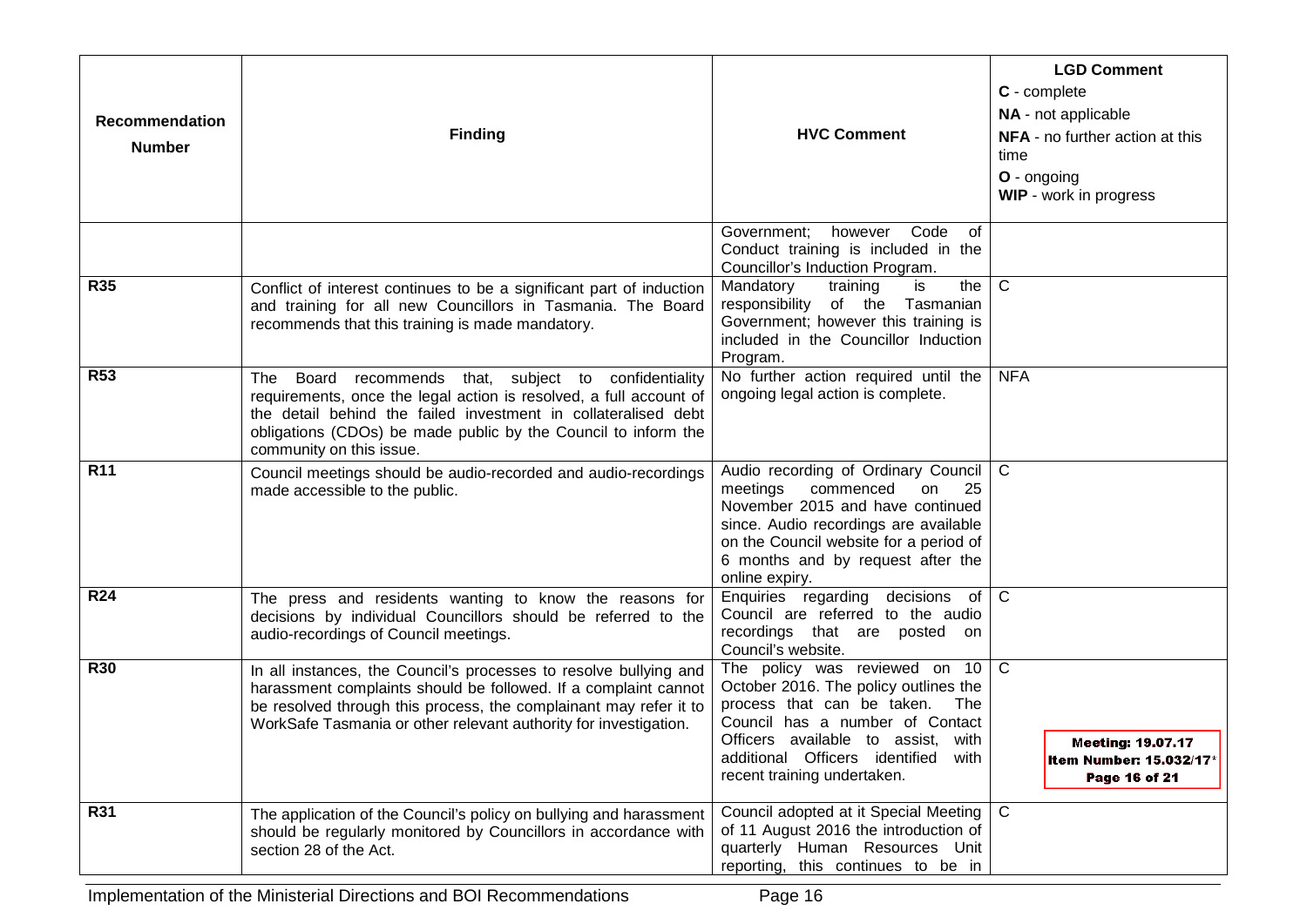| Recommendation Number | Finding | HVC Comment | LGD Comment<br>C - complete<br>NA - not applicable<br>NFA - no further action at this time<br>O - ongoing<br>WIP - work in progress |
|---|---|---|---|
| | | Government; however Code of Conduct training is included in the Councillor's Induction Program. | |
| R35 | Conflict of interest continues to be a significant part of induction and training for all new Councillors in Tasmania. The Board recommends that this training is made mandatory. | Mandatory training is the responsibility of the Tasmanian Government; however this training is included in the Councillor Induction Program. | C |
| R53 | The Board recommends that, subject to confidentiality requirements, once the legal action is resolved, a full account of the detail behind the failed investment in collateralised debt obligations (CDOs) be made public by the Council to inform the community on this issue. | No further action required until the ongoing legal action is complete. | NFA |
| R11 | Council meetings should be audio-recorded and audio-recordings made accessible to the public. | Audio recording of Ordinary Council meetings commenced on 25 November 2015 and have continued since. Audio recordings are available on the Council website for a period of 6 months and by request after the online expiry. | C |
| R24 | The press and residents wanting to know the reasons for decisions by individual Councillors should be referred to the audio-recordings of Council meetings. | Enquiries regarding decisions of Council are referred to the audio recordings that are posted on Council's website. | C |
| R30 | In all instances, the Council's processes to resolve bullying and harassment complaints should be followed. If a complaint cannot be resolved through this process, the complainant may refer it to WorkSafe Tasmania or other relevant authority for investigation. | The policy was reviewed on 10 October 2016. The policy outlines the process that can be taken. The Council has a number of Contact Officers available to assist, with additional Officers identified with recent training undertaken. | C |
| R31 | The application of the Council's policy on bullying and harassment should be regularly monitored by Councillors in accordance with section 28 of the Act. | Council adopted at it Special Meeting of 11 August 2016 the introduction of quarterly Human Resources Unit reporting, this continues to be in | C |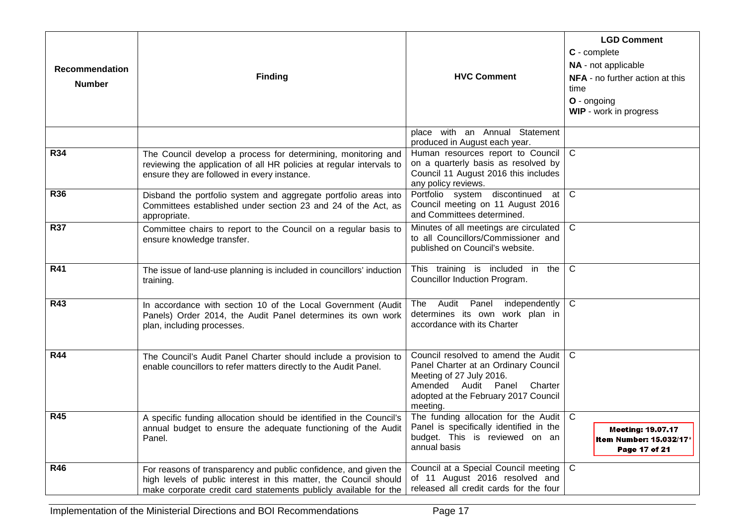| Recommendation Number | Finding | HVC Comment | LGD Comment<br>**C** - complete<br>**NA** - not applicable<br>**NFA** - no further action at this time<br>**O** - ongoing<br>**WIP** - work in progress |
|---|---|---|---|
| | | place with an Annual Statement produced in August each year. | |
| **R34** | The Council develop a process for determining, monitoring and reviewing the application of all HR policies at regular intervals to ensure they are followed in every instance. | Human resources report to Council on a quarterly basis as resolved by Council 11 August 2016 this includes any policy reviews. | C |
| **R36** | Disband the portfolio system and aggregate portfolio areas into Committees established under section 23 and 24 of the Act, as appropriate. | Portfolio system discontinued at Council meeting on 11 August 2016 and Committees determined. | C |
| **R37** | Committee chairs to report to the Council on a regular basis to ensure knowledge transfer. | Minutes of all meetings are circulated to all Councillors/Commissioner and published on Council's website. | C |
| **R41** | The issue of land-use planning is included in councillors' induction training. | This training is included in the Councillor Induction Program. | C |
| **R43** | In accordance with section 10 of the Local Government (Audit Panels) Order 2014, the Audit Panel determines its own work plan, including processes. | The Audit Panel independently determines its own work plan in accordance with its Charter | C |
| **R44** | The Council's Audit Panel Charter should include a provision to enable councillors to refer matters directly to the Audit Panel. | Council resolved to amend the Audit Panel Charter at an Ordinary Council Meeting of 27 July 2016.<br>Amended Audit Panel Charter adopted at the February 2017 Council meeting. | C |
| **R45** | A specific funding allocation should be identified in the Council's annual budget to ensure the adequate functioning of the Audit Panel. | The funding allocation for the Audit Panel is specifically identified in the budget. This is reviewed on an annual basis | C |
| **R46** | For reasons of transparency and public confidence, and given the high levels of public interest in this matter, the Council should make corporate credit card statements publicly available for the | Council at a Special Council meeting of 11 August 2016 resolved and released all credit cards for the four | C |

Meeting: 19.07.17
Item Number: 15.032/17*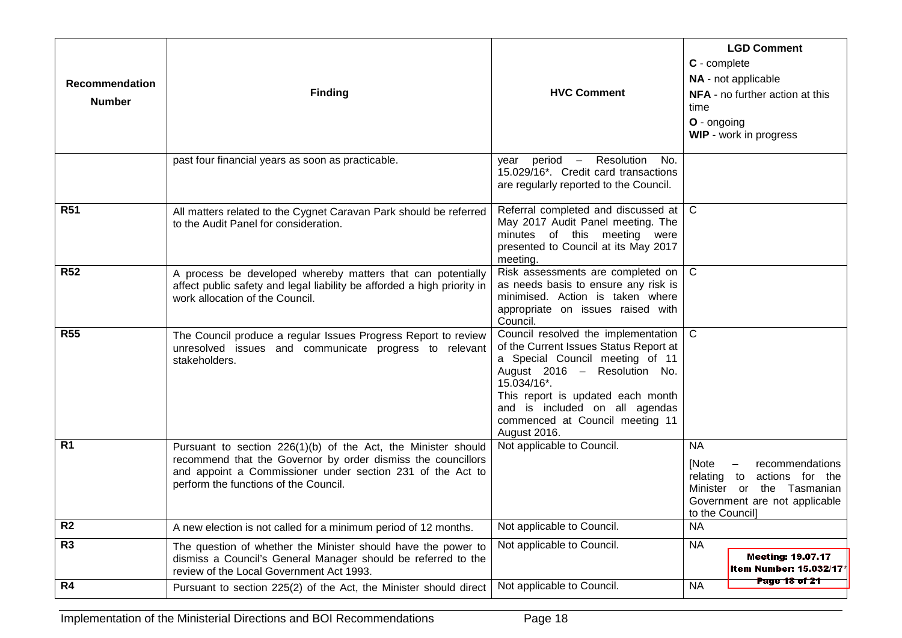| Recommendation Number | Finding | HVC Comment | LGD Comment<br>**C** - complete<br>**NA** - not applicable<br>**NFA** - no further action at this time<br>**O** - ongoing<br>**WIP** - work in progress |
|---|---|---|---|
| | past four financial years as soon as practicable. | year period – Resolution No. 15.029/16*. Credit card transactions are regularly reported to the Council. | |
| **R51** | All matters related to the Cygnet Caravan Park should be referred to the Audit Panel for consideration. | Referral completed and discussed at May 2017 Audit Panel meeting. The minutes of this meeting were presented to Council at its May 2017 meeting. | C |
| **R52** | A process be developed whereby matters that can potentially affect public safety and legal liability be afforded a high priority in work allocation of the Council. | Risk assessments are completed on as needs basis to ensure any risk is minimised. Action is taken where appropriate on issues raised with Council. | C |
| **R55** | The Council produce a regular Issues Progress Report to review unresolved issues and communicate progress to relevant stakeholders. | Council resolved the implementation of the Current Issues Status Report at a Special Council meeting of 11 August 2016 – Resolution No. 15.034/16*.<br>This report is updated each month and is included on all agendas commenced at Council meeting 11 August 2016. | C |
| **R1** | Pursuant to section 226(1)(b) of the Act, the Minister should recommend that the Governor by order dismiss the councillors and appoint a Commissioner under section 231 of the Act to perform the functions of the Council. | Not applicable to Council. | NA<br>[Note – recommendations relating to actions for the Minister or the Tasmanian Government are not applicable to the Council] |
| **R2** | A new election is not called for a minimum period of 12 months. | Not applicable to Council. | NA |
| **R3** | The question of whether the Minister should have the power to dismiss a Council's General Manager should be referred to the review of the Local Government Act 1993. | Not applicable to Council. | NA |
| **R4** | Pursuant to section 225(2) of the Act, the Minister should direct | Not applicable to Council. | NA |

**Meeting: 19.07.17**
**Item Number: 15.032/17***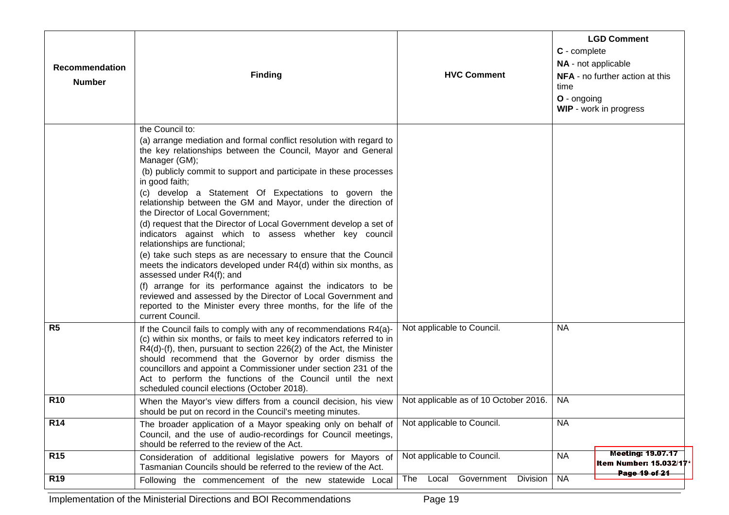| Recommendation Number | Finding | HVC Comment | LGD Comment<br>**C** - complete<br>**NA** - not applicable<br>**NFA** - no further action at this time<br>**O** - ongoing<br>**WIP** - work in progress |
|---|---|---|---|
| | the Council to:<br>(a) arrange mediation and formal conflict resolution with regard to the key relationships between the Council, Mayor and General Manager (GM);<br>(b) publicly commit to support and participate in these processes in good faith;<br>(c) develop a Statement Of Expectations to govern the relationship between the GM and Mayor, under the direction of the Director of Local Government;<br>(d) request that the Director of Local Government develop a set of indicators against which to assess whether key council relationships are functional;<br>(e) take such steps as are necessary to ensure that the Council meets the indicators developed under R4(d) within six months, as assessed under R4(f); and<br>(f) arrange for its performance against the indicators to be reviewed and assessed by the Director of Local Government and reported to the Minister every three months, for the life of the current Council. | | |
| **R5** | If the Council fails to comply with any of recommendations R4(a)-(c) within six months, or fails to meet key indicators referred to in R4(d)-(f), then, pursuant to section 226(2) of the Act, the Minister should recommend that the Governor by order dismiss the councillors and appoint a Commissioner under section 231 of the Act to perform the functions of the Council until the next scheduled council elections (October 2018). | Not applicable to Council. | NA |
| **R10** | When the Mayor's view differs from a council decision, his view should be put on record in the Council's meeting minutes. | Not applicable as of 10 October 2016. | NA |
| **R14** | The broader application of a Mayor speaking only on behalf of Council, and the use of audio-recordings for Council meetings, should be referred to the review of the Act. | Not applicable to Council. | NA |
| **R15** | Consideration of additional legislative powers for Mayors of Tasmanian Councils should be referred to the review of the Act. | Not applicable to Council. | NA |
| **R19** | Following the commencement of the new statewide Local | The Local Government Division | NA |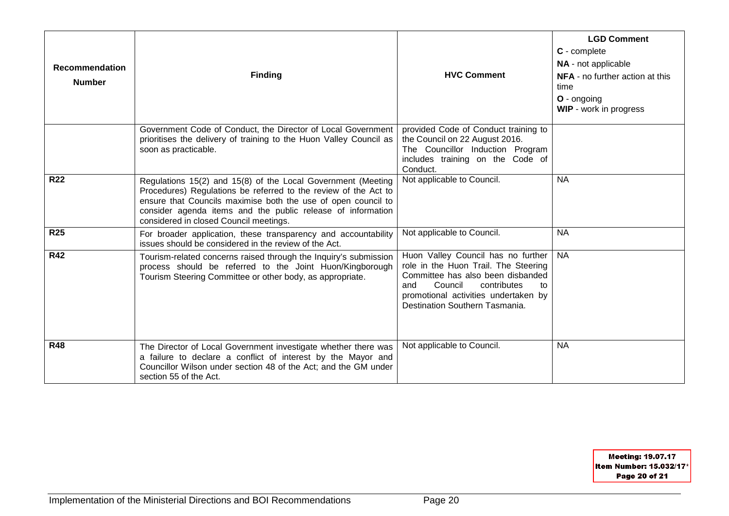| Recommendation Number | Finding | HVC Comment | LGD Comment<br>**C** - complete<br>**NA** - not applicable<br>**NFA** - no further action at this time<br>**O** - ongoing<br>**WIP** - work in progress |
|---|---|---|---|
| | Government Code of Conduct, the Director of Local Government prioritises the delivery of training to the Huon Valley Council as soon as practicable. | provided Code of Conduct training to the Council on 22 August 2016.<br>The Councillor Induction Program includes training on the Code of Conduct. | |
| **R22** | Regulations 15(2) and 15(8) of the Local Government (Meeting Procedures) Regulations be referred to the review of the Act to ensure that Councils maximise both the use of open council to consider agenda items and the public release of information considered in closed Council meetings. | Not applicable to Council. | NA |
| **R25** | For broader application, these transparency and accountability issues should be considered in the review of the Act. | Not applicable to Council. | NA |
| **R42** | Tourism-related concerns raised through the Inquiry's submission process should be referred to the Joint Huon/Kingborough Tourism Steering Committee or other body, as appropriate. | Huon Valley Council has no further role in the Huon Trail. The Steering Committee has also been disbanded and Council contributes to promotional activities undertaken by Destination Southern Tasmania. | NA |
| **R48** | The Director of Local Government investigate whether there was a failure to declare a conflict of interest by the Mayor and Councillor Wilson under section 48 of the Act; and the GM under section 55 of the Act. | Not applicable to Council. | NA |

**Meeting: 19.07.17**
**Item Number: 15.032/17***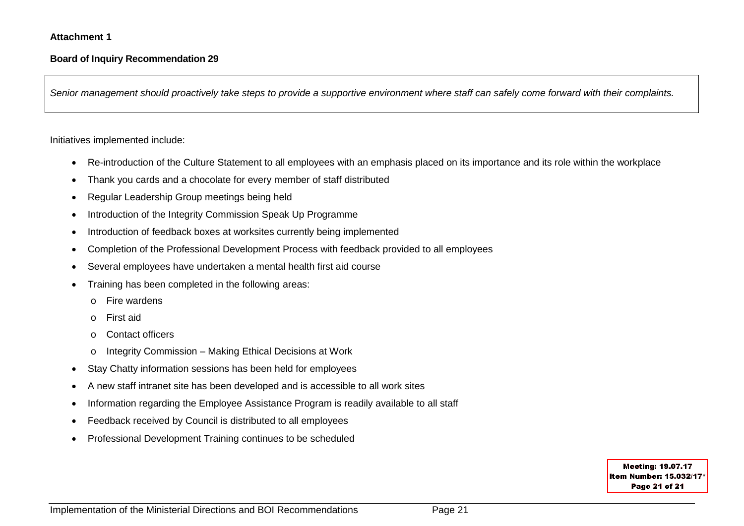**Attachment 1**

**Board of Inquiry Recommendation 29**

*Senior management should proactively take steps to provide a supportive environment where staff can safely come forward with their complaints.*

Initiatives implemented include:

- Re-introduction of the Culture Statement to all employees with an emphasis placed on its importance and its role within the workplace
- Thank you cards and a chocolate for every member of staff distributed
- Regular Leadership Group meetings being held
- Introduction of the Integrity Commission Speak Up Programme
- Introduction of feedback boxes at worksites currently being implemented
- Completion of the Professional Development Process with feedback provided to all employees
- Several employees have undertaken a mental health first aid course
- Training has been completed in the following areas:
  - Fire wardens
  - First aid
  - Contact officers
  - Integrity Commission – Making Ethical Decisions at Work
- Stay Chatty information sessions has been held for employees
- A new staff intranet site has been developed and is accessible to all work sites
- Information regarding the Employee Assistance Program is readily available to all staff
- Feedback received by Council is distributed to all employees
- Professional Development Training continues to be scheduled